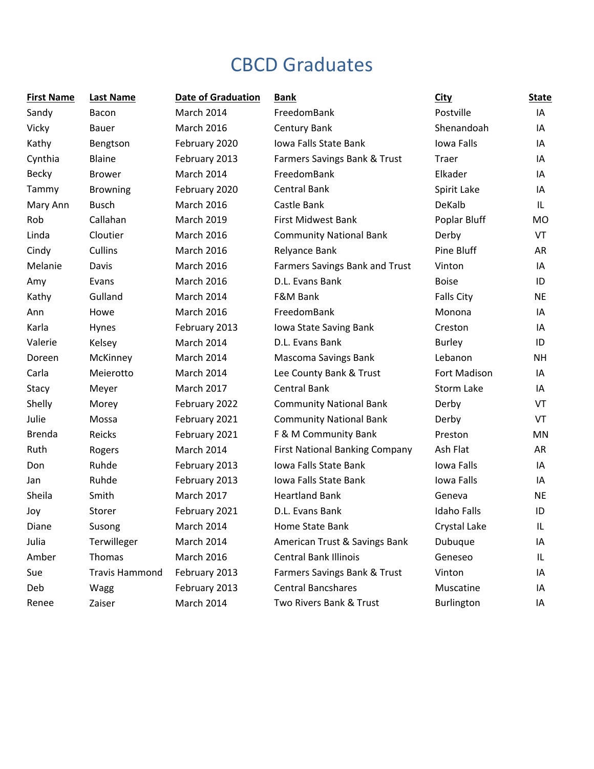# CBCD Graduates

| First Name | Last Name | Date of Graduation | Bank | City | State |
|---|---|---|---|---|---|
| Sandy | Bacon | March 2014 | FreedomBank | Postville | IA |
| Vicky | Bauer | March 2016 | Century Bank | Shenandoah | IA |
| Kathy | Bengtson | February 2020 | Iowa Falls State Bank | Iowa Falls | IA |
| Cynthia | Blaine | February 2013 | Farmers Savings Bank & Trust | Traer | IA |
| Becky | Brower | March 2014 | FreedomBank | Elkader | IA |
| Tammy | Browning | February 2020 | Central Bank | Spirit Lake | IA |
| Mary Ann | Busch | March 2016 | Castle Bank | DeKalb | IL |
| Rob | Callahan | March 2019 | First Midwest Bank | Poplar Bluff | MO |
| Linda | Cloutier | March 2016 | Community National Bank | Derby | VT |
| Cindy | Cullins | March 2016 | Relyance Bank | Pine Bluff | AR |
| Melanie | Davis | March 2016 | Farmers Savings Bank and Trust | Vinton | IA |
| Amy | Evans | March 2016 | D.L. Evans Bank | Boise | ID |
| Kathy | Gulland | March 2014 | F&M Bank | Falls City | NE |
| Ann | Howe | March 2016 | FreedomBank | Monona | IA |
| Karla | Hynes | February 2013 | Iowa State Saving Bank | Creston | IA |
| Valerie | Kelsey | March 2014 | D.L. Evans Bank | Burley | ID |
| Doreen | McKinney | March 2014 | Mascoma Savings Bank | Lebanon | NH |
| Carla | Meierotto | March 2014 | Lee County Bank & Trust | Fort Madison | IA |
| Stacy | Meyer | March 2017 | Central Bank | Storm Lake | IA |
| Shelly | Morey | February 2022 | Community National Bank | Derby | VT |
| Julie | Mossa | February 2021 | Community National Bank | Derby | VT |
| Brenda | Reicks | February 2021 | F & M Community Bank | Preston | MN |
| Ruth | Rogers | March 2014 | First National Banking Company | Ash Flat | AR |
| Don | Ruhde | February 2013 | Iowa Falls State Bank | Iowa Falls | IA |
| Jan | Ruhde | February 2013 | Iowa Falls State Bank | Iowa Falls | IA |
| Sheila | Smith | March 2017 | Heartland Bank | Geneva | NE |
| Joy | Storer | February 2021 | D.L. Evans Bank | Idaho Falls | ID |
| Diane | Susong | March 2014 | Home State Bank | Crystal Lake | IL |
| Julia | Terwilleger | March 2014 | American Trust & Savings Bank | Dubuque | IA |
| Amber | Thomas | March 2016 | Central Bank Illinois | Geneseo | IL |
| Sue | Travis Hammond | February 2013 | Farmers Savings Bank & Trust | Vinton | IA |
| Deb | Wagg | February 2013 | Central Bancshares | Muscatine | IA |
| Renee | Zaiser | March 2014 | Two Rivers Bank & Trust | Burlington | IA |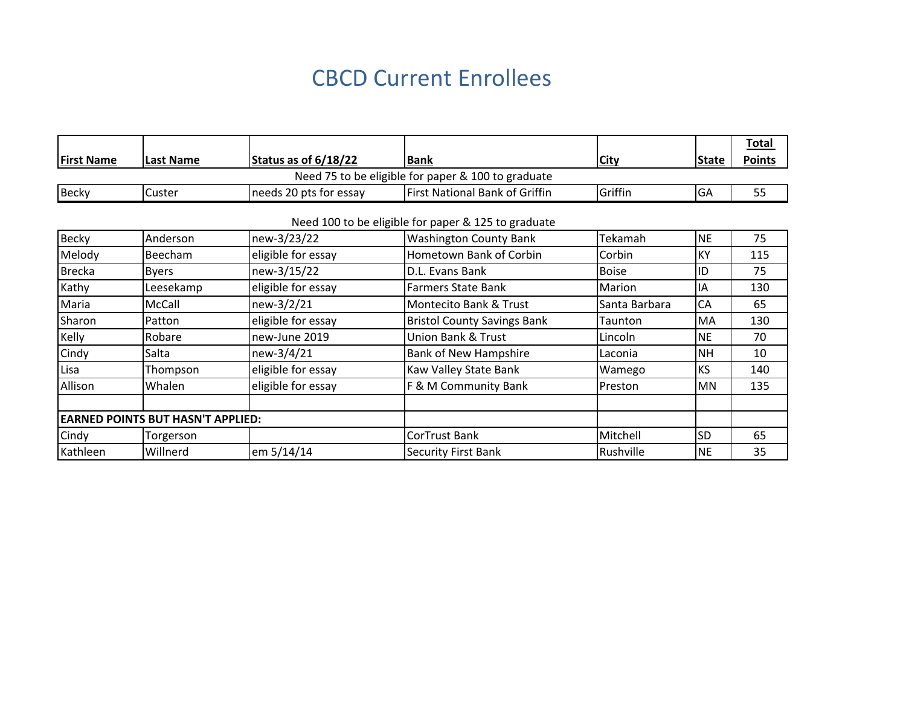# CBCD Current Enrollees

| First Name | Last Name | Status as of 6/18/22 | Bank | City | State | Total Points |
|---|---|---|---|---|---|---|
| Need 75 to be eligible for paper & 100 to graduate | | | | | | |
| Becky | Custer | needs 20 pts for essay | First National Bank of Griffin | Griffin | GA | 55 |
| Need 100 to be eligible for paper & 125 to graduate | | | | | | |
| Becky | Anderson | new-3/23/22 | Washington County Bank | Tekamah | NE | 75 |
| Melody | Beecham | eligible for essay | Hometown Bank of Corbin | Corbin | KY | 115 |
| Brecka | Byers | new-3/15/22 | D.L. Evans Bank | Boise | ID | 75 |
| Kathy | Leesekamp | eligible for essay | Farmers State Bank | Marion | IA | 130 |
| Maria | McCall | new-3/2/21 | Montecito Bank & Trust | Santa Barbara | CA | 65 |
| Sharon | Patton | eligible for essay | Bristol County Savings Bank | Taunton | MA | 130 |
| Kelly | Robare | new-June 2019 | Union Bank & Trust | Lincoln | NE | 70 |
| Cindy | Salta | new-3/4/21 | Bank of New Hampshire | Laconia | NH | 10 |
| Lisa | Thompson | eligible for essay | Kaw Valley State Bank | Wamego | KS | 140 |
| Allison | Whalen | eligible for essay | F & M Community Bank | Preston | MN | 135 |
| | | | | | | |
| **EARNED POINTS BUT HASN'T APPLIED:** | | | | | | |
| Cindy | Torgerson | | CorTrust Bank | Mitchell | SD | 65 |
| Kathleen | Willnerd | em 5/14/14 | Security First Bank | Rushville | NE | 35 |